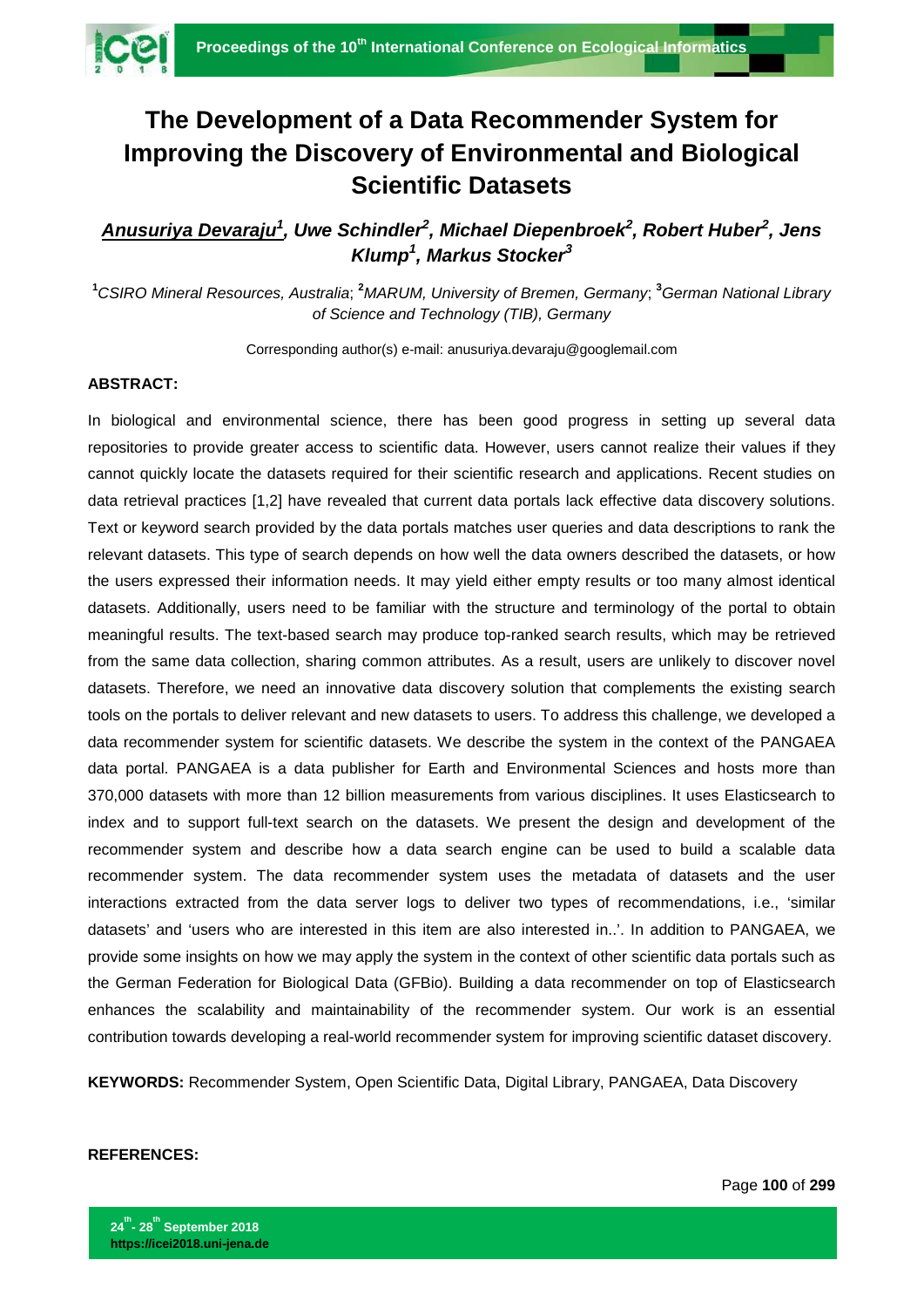# The Development of a Data Recommender System for Improving the Discovery of Environmental and Biological Scientific Datasets

***Anusuriya Devaraju*[1], *Uwe Schindler*[2], *Michael Diepenbroek*[2], *Robert Huber*[2], *Jens Klump*[1], *Markus Stocker*[3]**

[1]*CSIRO Mineral Resources, Australia*; [2]*MARUM, University of Bremen, Germany*; [3]*German National Library of Science and Technology (TIB), Germany*

Corresponding author(s) e-mail: anusuriya.devaraju@googlemail.com

**ABSTRACT:**

In biological and environmental science, there has been good progress in setting up several data repositories to provide greater access to scientific data. However, users cannot realize their values if they cannot quickly locate the datasets required for their scientific research and applications. Recent studies on data retrieval practices [1,2] have revealed that current data portals lack effective data discovery solutions. Text or keyword search provided by the data portals matches user queries and data descriptions to rank the relevant datasets. This type of search depends on how well the data owners described the datasets, or how the users expressed their information needs. It may yield either empty results or too many almost identical datasets. Additionally, users need to be familiar with the structure and terminology of the portal to obtain meaningful results. The text-based search may produce top-ranked search results, which may be retrieved from the same data collection, sharing common attributes. As a result, users are unlikely to discover novel datasets. Therefore, we need an innovative data discovery solution that complements the existing search tools on the portals to deliver relevant and new datasets to users. To address this challenge, we developed a data recommender system for scientific datasets. We describe the system in the context of the PANGAEA data portal. PANGAEA is a data publisher for Earth and Environmental Sciences and hosts more than 370,000 datasets with more than 12 billion measurements from various disciplines. It uses Elasticsearch to index and to support full-text search on the datasets. We present the design and development of the recommender system and describe how a data search engine can be used to build a scalable data recommender system. The data recommender system uses the metadata of datasets and the user interactions extracted from the data server logs to deliver two types of recommendations, i.e., 'similar datasets' and 'users who are interested in this item are also interested in..'. In addition to PANGAEA, we provide some insights on how we may apply the system in the context of other scientific data portals such as the German Federation for Biological Data (GFBio). Building a data recommender on top of Elasticsearch enhances the scalability and maintainability of the recommender system. Our work is an essential contribution towards developing a real-world recommender system for improving scientific dataset discovery.

**KEYWORDS:** Recommender System, Open Scientific Data, Digital Library, PANGAEA, Data Discovery

**REFERENCES:**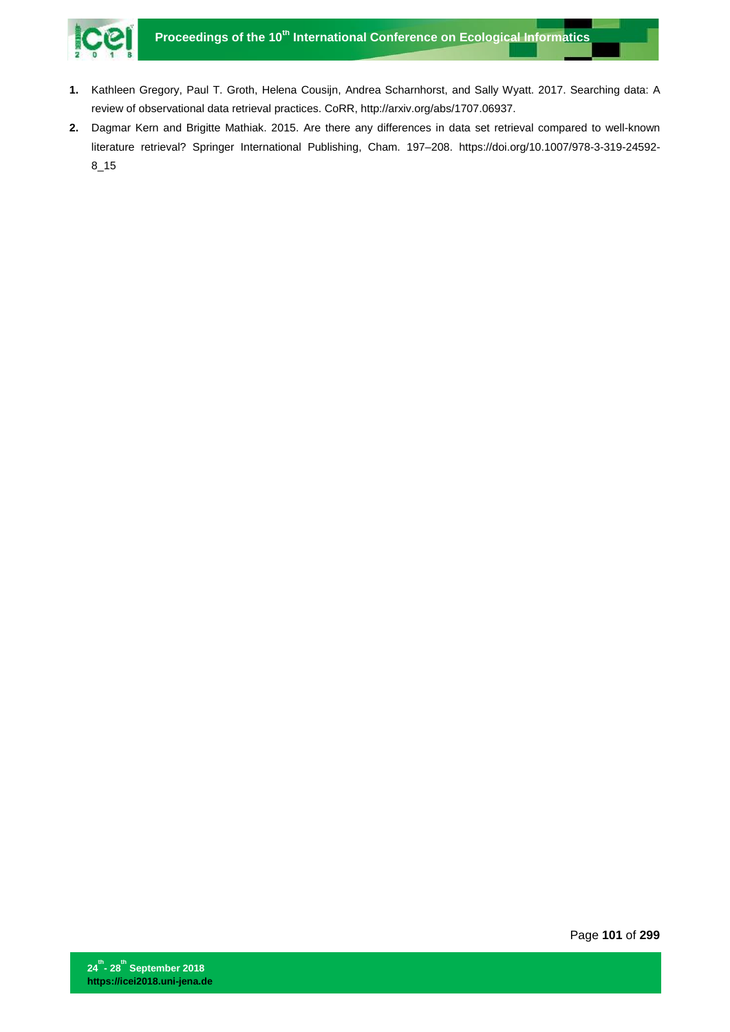1. Kathleen Gregory, Paul T. Groth, Helena Cousijn, Andrea Scharnhorst, and Sally Wyatt. 2017. Searching data: A review of observational data retrieval practices. CoRR, http://arxiv.org/abs/1707.06937.
2. Dagmar Kern and Brigitte Mathiak. 2015. Are there any differences in data set retrieval compared to well-known literature retrieval? Springer International Publishing, Cham. 197–208. https://doi.org/10.1007/978-3-319-24592-8_15